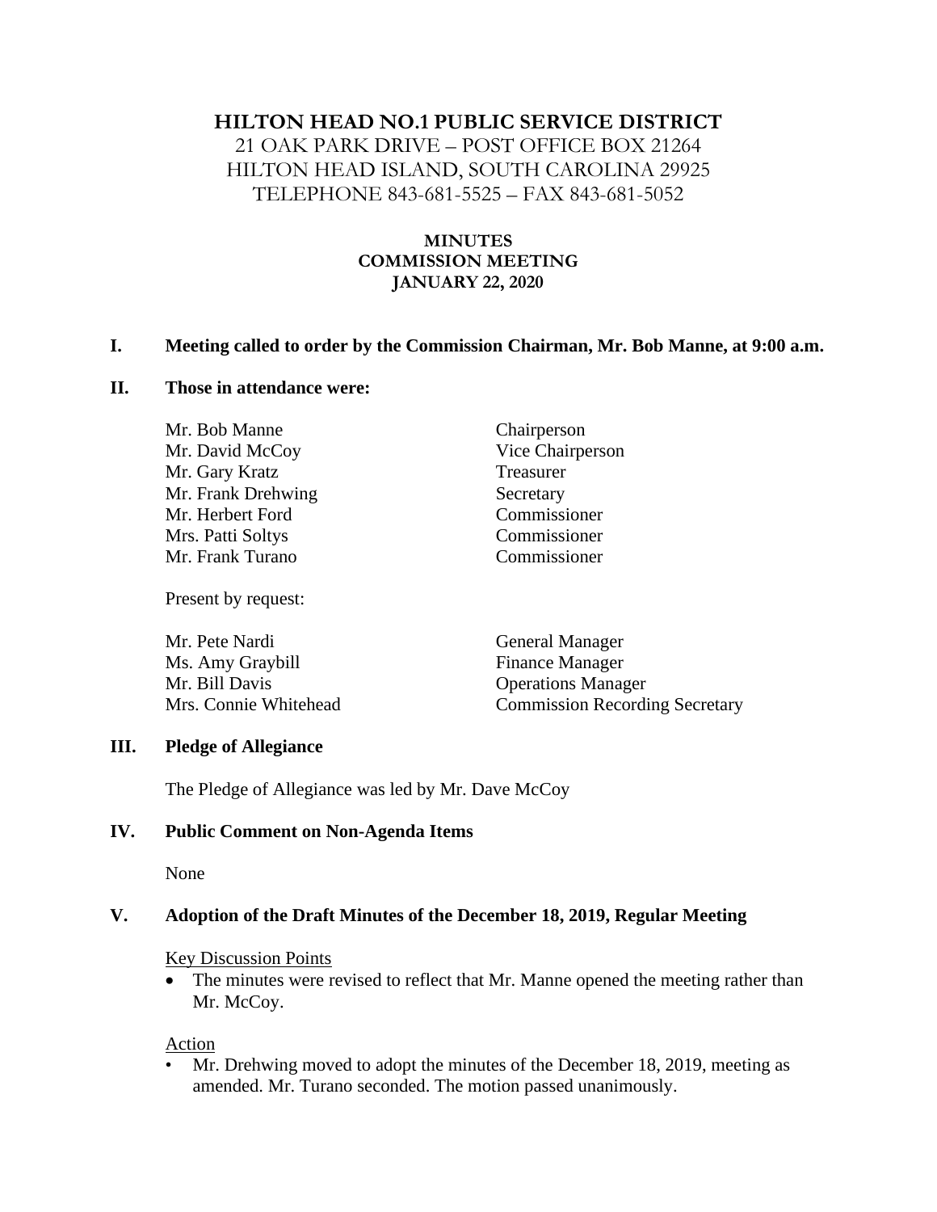# HILTON HEAD NO.1 PUBLIC SERVICE DISTRICT

21 OAK PARK DRIVE – POST OFFICE BOX 21264
HILTON HEAD ISLAND, SOUTH CAROLINA 29925
TELEPHONE 843-681-5525 – FAX 843-681-5052

**MINUTES**
**COMMISSION MEETING**
**JANUARY 22, 2020**

## I. Meeting called to order by the Commission Chairman, Mr. Bob Manne, at 9:00 a.m.

## II. Those in attendance were:

| | |
|---|---|
| Mr. Bob Manne | Chairperson |
| Mr. David McCoy | Vice Chairperson |
| Mr. Gary Kratz | Treasurer |
| Mr. Frank Drehwing | Secretary |
| Mr. Herbert Ford | Commissioner |
| Mrs. Patti Soltys | Commissioner |
| Mr. Frank Turano | Commissioner |

Present by request:

| | |
|---|---|
| Mr. Pete Nardi | General Manager |
| Ms. Amy Graybill | Finance Manager |
| Mr. Bill Davis | Operations Manager |
| Mrs. Connie Whitehead | Commission Recording Secretary |

## III. Pledge of Allegiance

The Pledge of Allegiance was led by Mr. Dave McCoy

## IV. Public Comment on Non-Agenda Items

None

## V. Adoption of the Draft Minutes of the December 18, 2019, Regular Meeting

Key Discussion Points

- The minutes were revised to reflect that Mr. Manne opened the meeting rather than Mr. McCoy.

Action

- Mr. Drehwing moved to adopt the minutes of the December 18, 2019, meeting as amended. Mr. Turano seconded. The motion passed unanimously.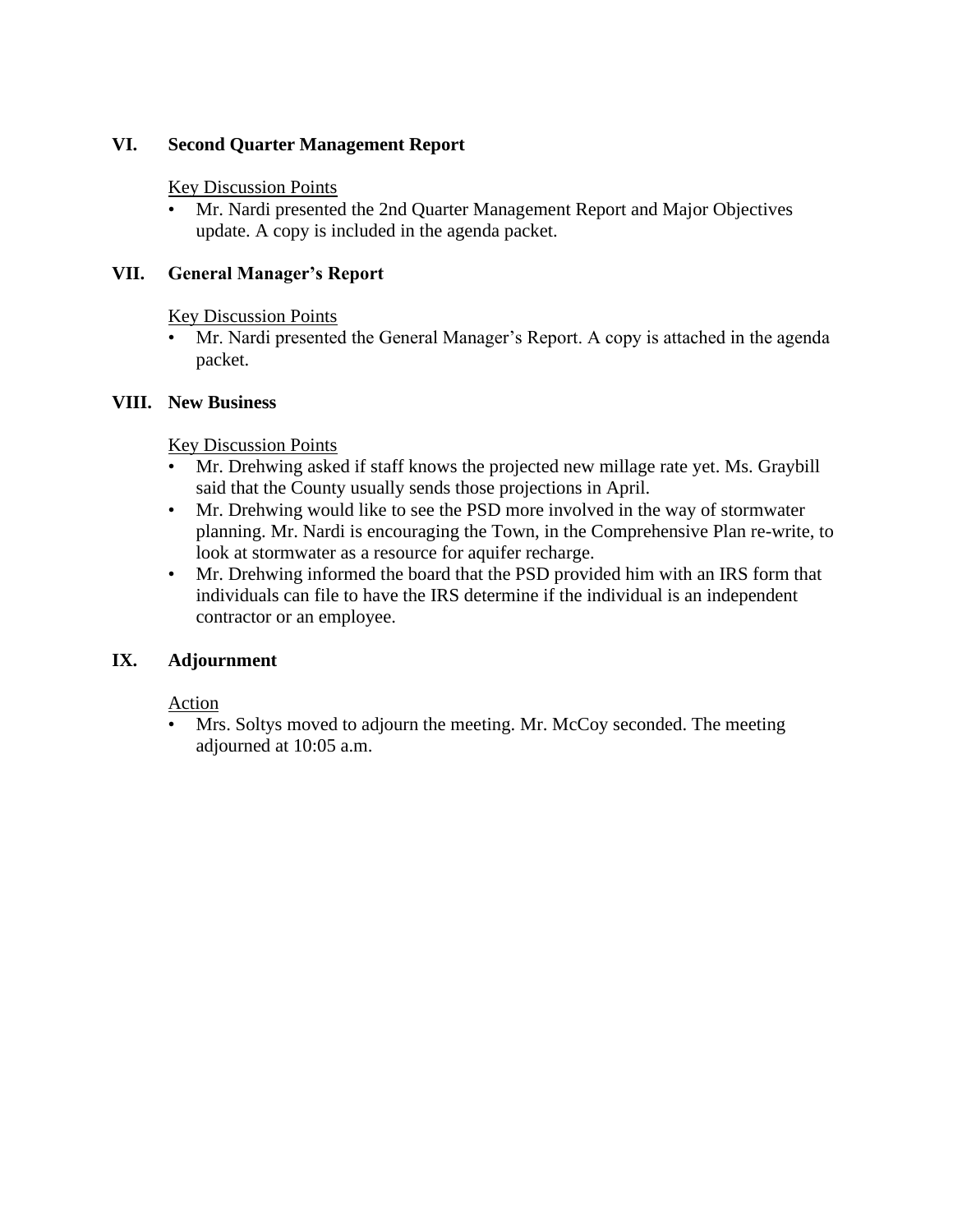## VI. Second Quarter Management Report

Key Discussion Points

- Mr. Nardi presented the 2nd Quarter Management Report and Major Objectives update. A copy is included in the agenda packet.

## VII. General Manager's Report

Key Discussion Points

- Mr. Nardi presented the General Manager's Report. A copy is attached in the agenda packet.

## VIII. New Business

Key Discussion Points

- Mr. Drehwing asked if staff knows the projected new millage rate yet. Ms. Graybill said that the County usually sends those projections in April.
- Mr. Drehwing would like to see the PSD more involved in the way of stormwater planning. Mr. Nardi is encouraging the Town, in the Comprehensive Plan re-write, to look at stormwater as a resource for aquifer recharge.
- Mr. Drehwing informed the board that the PSD provided him with an IRS form that individuals can file to have the IRS determine if the individual is an independent contractor or an employee.

## IX. Adjournment

Action

- Mrs. Soltys moved to adjourn the meeting. Mr. McCoy seconded. The meeting adjourned at 10:05 a.m.